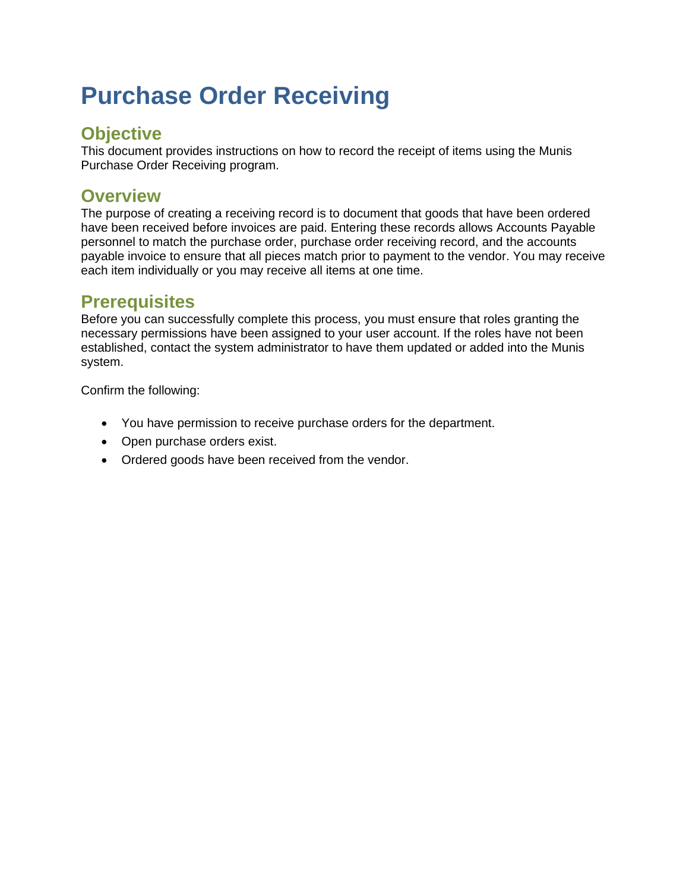# Purchase Order Receiving

## Objective

This document provides instructions on how to record the receipt of items using the Munis Purchase Order Receiving program.

## Overview

The purpose of creating a receiving record is to document that goods that have been ordered have been received before invoices are paid. Entering these records allows Accounts Payable personnel to match the purchase order, purchase order receiving record, and the accounts payable invoice to ensure that all pieces match prior to payment to the vendor. You may receive each item individually or you may receive all items at one time.

## Prerequisites

Before you can successfully complete this process, you must ensure that roles granting the necessary permissions have been assigned to your user account. If the roles have not been established, contact the system administrator to have them updated or added into the Munis system.

Confirm the following:

- You have permission to receive purchase orders for the department.
- Open purchase orders exist.
- Ordered goods have been received from the vendor.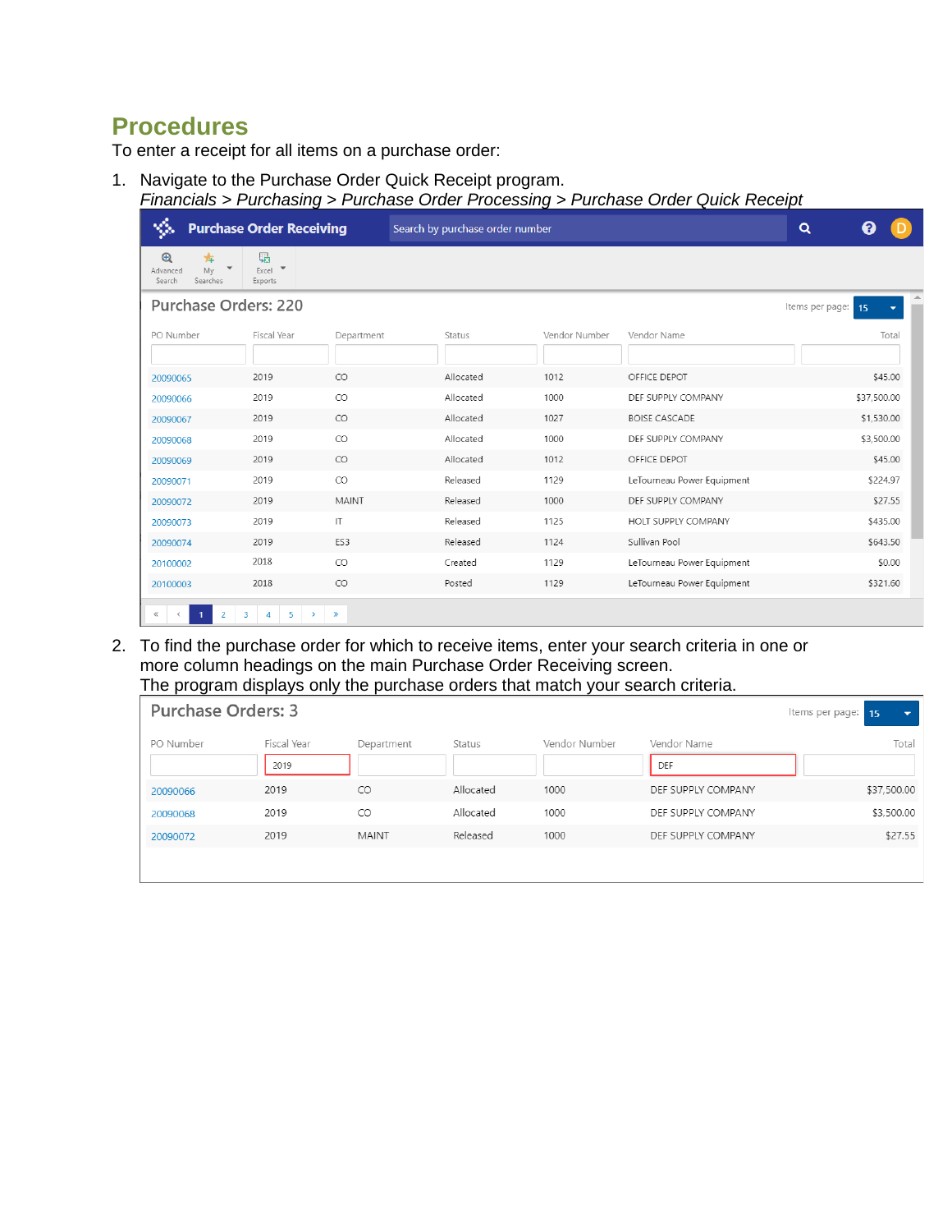## Procedures

To enter a receipt for all items on a purchase order:

1. Navigate to the Purchase Order Quick Receipt program.
   *Financials > Purchasing > Purchase Order Processing > Purchase Order Quick Receipt*

   Purchase Order Receiving

   Search by purchase order number

   Advanced Search | My Searches | Excel Exports

   Purchase Orders: 220

   Items per page: 15

   | PO Number | Fiscal Year | Department | Status | Vendor Number | Vendor Name | Total |
   |---|---|---|---|---|---|---|
   | 20090065 | 2019 | CO | Allocated | 1012 | OFFICE DEPOT | $45.00 |
   | 20090066 | 2019 | CO | Allocated | 1000 | DEF SUPPLY COMPANY | $37,500.00 |
   | 20090067 | 2019 | CO | Allocated | 1027 | BOISE CASCADE | $1,530.00 |
   | 20090068 | 2019 | CO | Allocated | 1000 | DEF SUPPLY COMPANY | $3,500.00 |
   | 20090069 | 2019 | CO | Allocated | 1012 | OFFICE DEPOT | $45.00 |
   | 20090071 | 2019 | CO | Released | 1129 | LeTourneau Power Equipment | $224.97 |
   | 20090072 | 2019 | MAINT | Released | 1000 | DEF SUPPLY COMPANY | $27.55 |
   | 20090073 | 2019 | IT | Released | 1125 | HOLT SUPPLY COMPANY | $435.00 |
   | 20090074 | 2019 | E53 | Released | 1124 | Sullivan Pool | $643.50 |
   | 20100002 | 2018 | CO | Created | 1129 | LeTourneau Power Equipment | $0.00 |
   | 20100003 | 2018 | CO | Posted | 1129 | LeTourneau Power Equipment | $321.60 |

2. To find the purchase order for which to receive items, enter your search criteria in one or more column headings on the main Purchase Order Receiving screen.
   The program displays only the purchase orders that match your search criteria.

   Purchase Orders: 3

   Items per page: 15

   | PO Number | Fiscal Year | Department | Status | Vendor Number | Vendor Name | Total |
   |---|---|---|---|---|---|---|
   | | 2019 | | | | DEF | |
   | 20090066 | 2019 | CO | Allocated | 1000 | DEF SUPPLY COMPANY | $37,500.00 |
   | 20090068 | 2019 | CO | Allocated | 1000 | DEF SUPPLY COMPANY | $3,500.00 |
   | 20090072 | 2019 | MAINT | Released | 1000 | DEF SUPPLY COMPANY | $27.55 |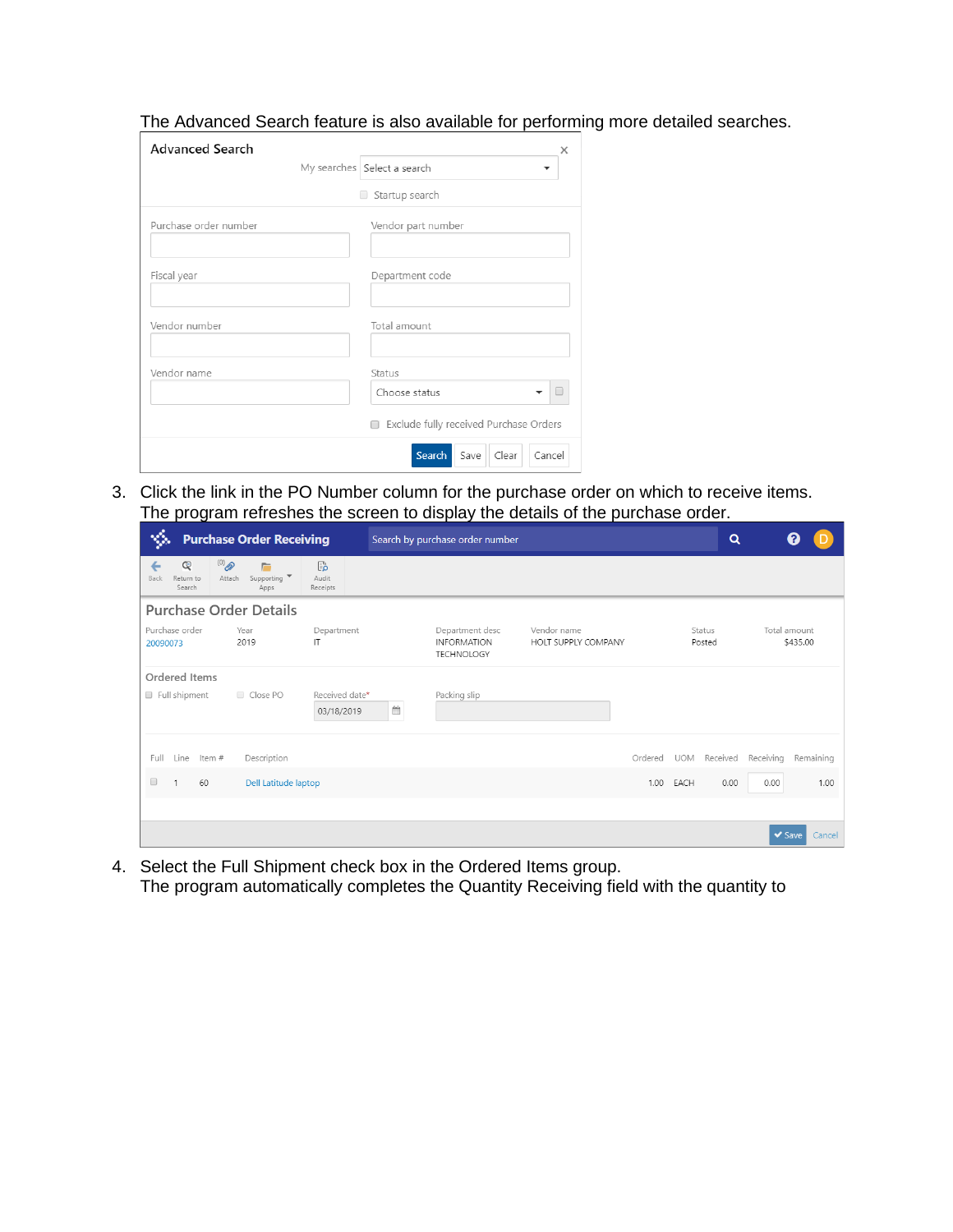The Advanced Search feature is also available for performing more detailed searches.

Advanced Search

My searches: Select a search

Startup search

| | |
|---|---|
| Purchase order number | Vendor part number |
| Fiscal year | Department code |
| Vendor number | Total amount |
| Vendor name | Status: Choose status |

Exclude fully received Purchase Orders

Search | Save | Clear | Cancel

3. Click the link in the PO Number column for the purchase order on which to receive items. The program refreshes the screen to display the details of the purchase order.

**Purchase Order Receiving**

Search by purchase order number

Back | Return to Search | Attach | Supporting Apps | Audit Receipts

**Purchase Order Details**

| Purchase order | Year | Department | Department desc | Vendor name | Status | Total amount |
|---|---|---|---|---|---|---|
| 20090073 | 2019 | IT | INFORMATION TECHNOLOGY | HOLT SUPPLY COMPANY | Posted | $435.00 |

**Ordered Items**

Full shipment | Close PO | Received date*: 03/18/2019 | Packing slip

| Full | Line | Item # | Description | Ordered | UOM | Received | Receiving | Remaining |
|---|---|---|---|---|---|---|---|---|
| | 1 | 60 | Dell Latitude laptop | 1.00 | EACH | 0.00 | 0.00 | 1.00 |

Save | Cancel

4. Select the Full Shipment check box in the Ordered Items group. The program automatically completes the Quantity Receiving field with the quantity to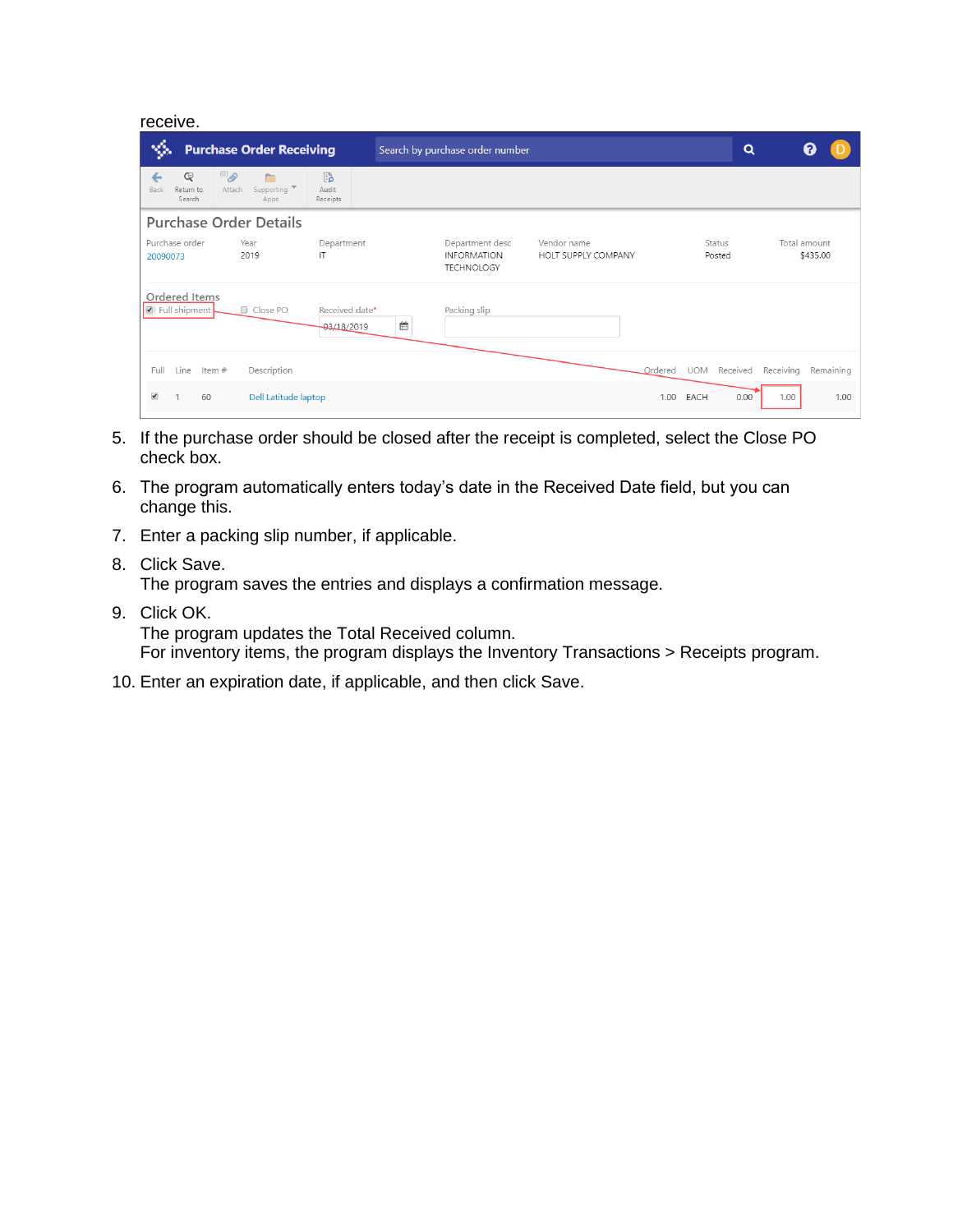receive.

5. If the purchase order should be closed after the receipt is completed, select the Close PO check box.
6. The program automatically enters today's date in the Received Date field, but you can change this.
7. Enter a packing slip number, if applicable.
8. Click Save.
   The program saves the entries and displays a confirmation message.
9. Click OK.
   The program updates the Total Received column.
   For inventory items, the program displays the Inventory Transactions > Receipts program.
10. Enter an expiration date, if applicable, and then click Save.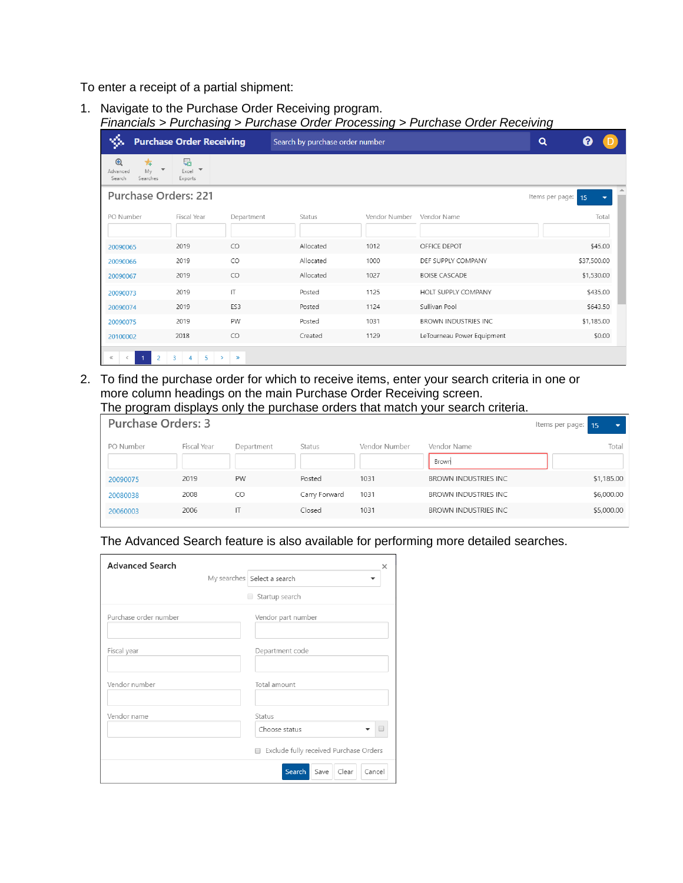To enter a receipt of a partial shipment:

1. Navigate to the Purchase Order Receiving program.
   *Financials > Purchasing > Purchase Order Processing > Purchase Order Receiving*

Purchase Order Receiving

Search by purchase order number

Advanced Search | My Searches | Excel Exports

Purchase Orders: 221

Items per page: 15

| PO Number | Fiscal Year | Department | Status | Vendor Number | Vendor Name | Total |
|---|---|---|---|---|---|---|
| 20090065 | 2019 | CO | Allocated | 1012 | OFFICE DEPOT | $45.00 |
| 20090066 | 2019 | CO | Allocated | 1000 | DEF SUPPLY COMPANY | $37,500.00 |
| 20090067 | 2019 | CO | Allocated | 1027 | BOISE CASCADE | $1,530.00 |
| 20090073 | 2019 | IT | Posted | 1125 | HOLT SUPPLY COMPANY | $435.00 |
| 20090074 | 2019 | ES3 | Posted | 1124 | Sullivan Pool | $643.50 |
| 20090075 | 2019 | PW | Posted | 1031 | BROWN INDUSTRIES INC | $1,185.00 |
| 20100002 | 2018 | CO | Created | 1129 | LeTourneau Power Equipment | $0.00 |

2. To find the purchase order for which to receive items, enter your search criteria in one or more column headings on the main Purchase Order Receiving screen.
   The program displays only the purchase orders that match your search criteria.

Purchase Orders: 3

Items per page: 15

| PO Number | Fiscal Year | Department | Status | Vendor Number | Vendor Name | Total |
|---|---|---|---|---|---|---|
| | | | | | Brown | |
| 20090075 | 2019 | PW | Posted | 1031 | BROWN INDUSTRIES INC | $1,185.00 |
| 20080038 | 2008 | CO | Carry Forward | 1031 | BROWN INDUSTRIES INC | $6,000.00 |
| 20060003 | 2006 | IT | Closed | 1031 | BROWN INDUSTRIES INC | $5,000.00 |

The Advanced Search feature is also available for performing more detailed searches.

Advanced Search

My searches: Select a search

Startup search

| | |
|---|---|
| Purchase order number | Vendor part number |
| Fiscal year | Department code |
| Vendor number | Total amount |
| Vendor name | Status: Choose status |

Exclude fully received Purchase Orders

Search | Save | Clear | Cancel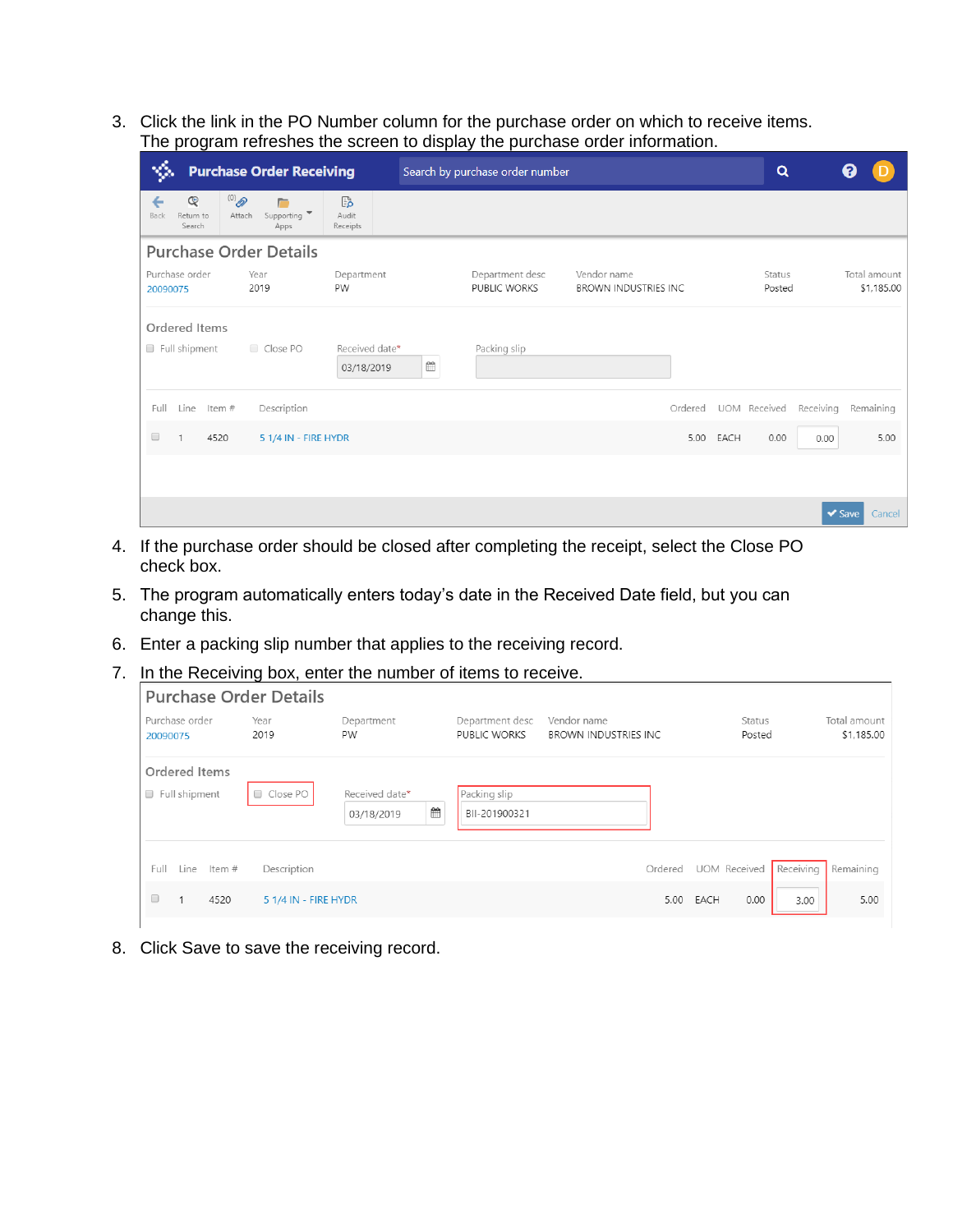3. Click the link in the PO Number column for the purchase order on which to receive items. The program refreshes the screen to display the purchase order information.

4. If the purchase order should be closed after completing the receipt, select the Close PO check box.

5. The program automatically enters today's date in the Received Date field, but you can change this.

6. Enter a packing slip number that applies to the receiving record.

7. In the Receiving box, enter the number of items to receive.

8. Click Save to save the receiving record.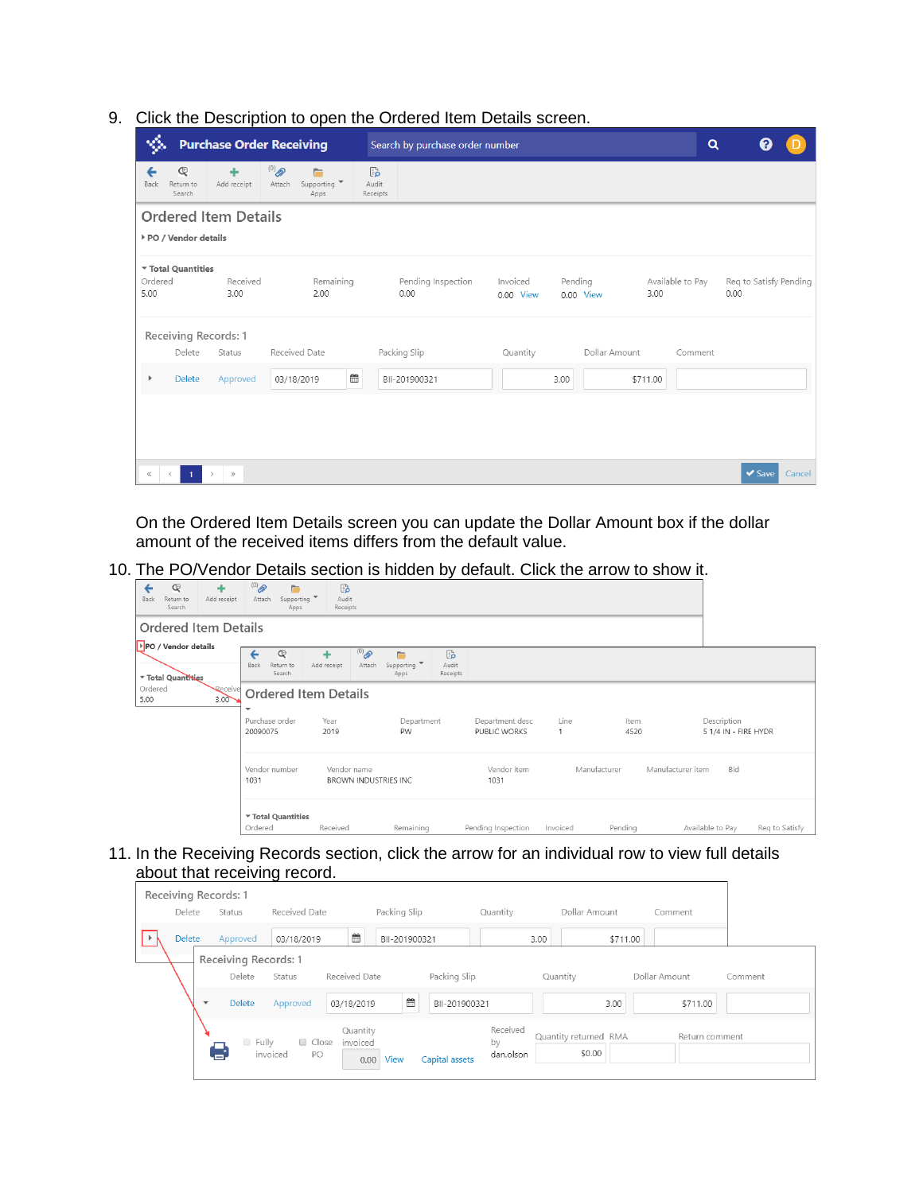9. Click the Description to open the Ordered Item Details screen.

On the Ordered Item Details screen you can update the Dollar Amount box if the dollar amount of the received items differs from the default value.

10. The PO/Vendor Details section is hidden by default. Click the arrow to show it.

11. In the Receiving Records section, click the arrow for an individual row to view full details about that receiving record.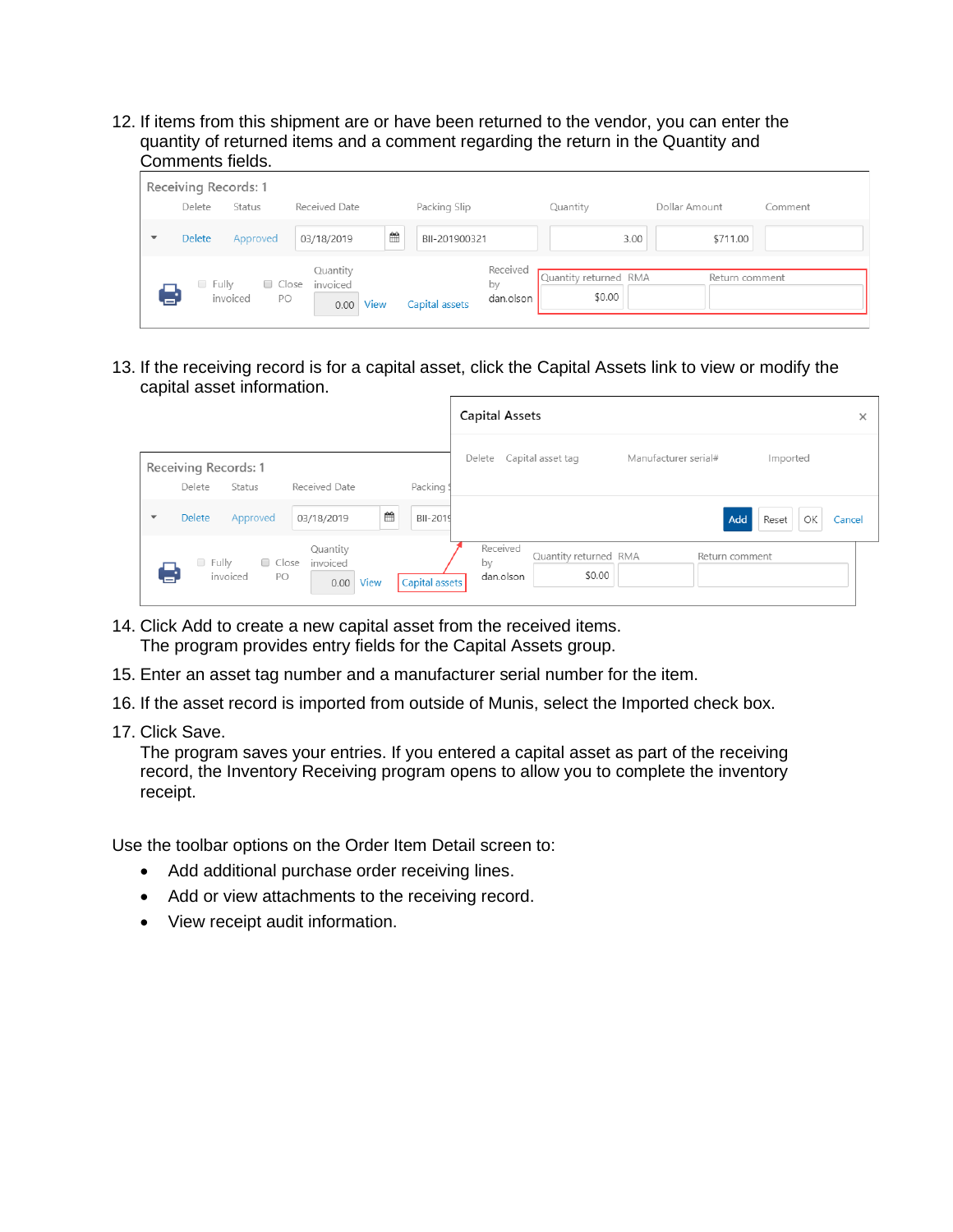12. If items from this shipment are or have been returned to the vendor, you can enter the quantity of returned items and a comment regarding the return in the Quantity and Comments fields.

13. If the receiving record is for a capital asset, click the Capital Assets link to view or modify the capital asset information.

14. Click Add to create a new capital asset from the received items.
    The program provides entry fields for the Capital Assets group.

15. Enter an asset tag number and a manufacturer serial number for the item.

16. If the asset record is imported from outside of Munis, select the Imported check box.

17. Click Save.
    The program saves your entries. If you entered a capital asset as part of the receiving record, the Inventory Receiving program opens to allow you to complete the inventory receipt.

Use the toolbar options on the Order Item Detail screen to:

- Add additional purchase order receiving lines.
- Add or view attachments to the receiving record.
- View receipt audit information.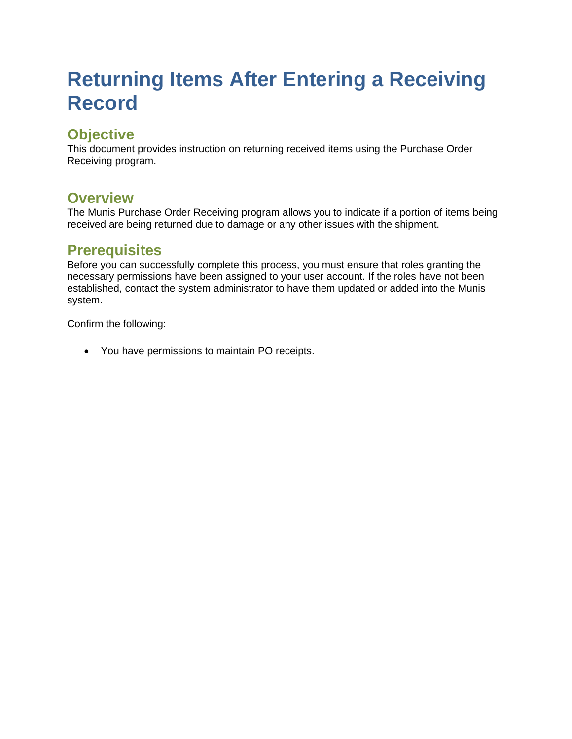# Returning Items After Entering a Receiving Record

## Objective

This document provides instruction on returning received items using the Purchase Order Receiving program.

## Overview

The Munis Purchase Order Receiving program allows you to indicate if a portion of items being received are being returned due to damage or any other issues with the shipment.

## Prerequisites

Before you can successfully complete this process, you must ensure that roles granting the necessary permissions have been assigned to your user account. If the roles have not been established, contact the system administrator to have them updated or added into the Munis system.

Confirm the following:

- You have permissions to maintain PO receipts.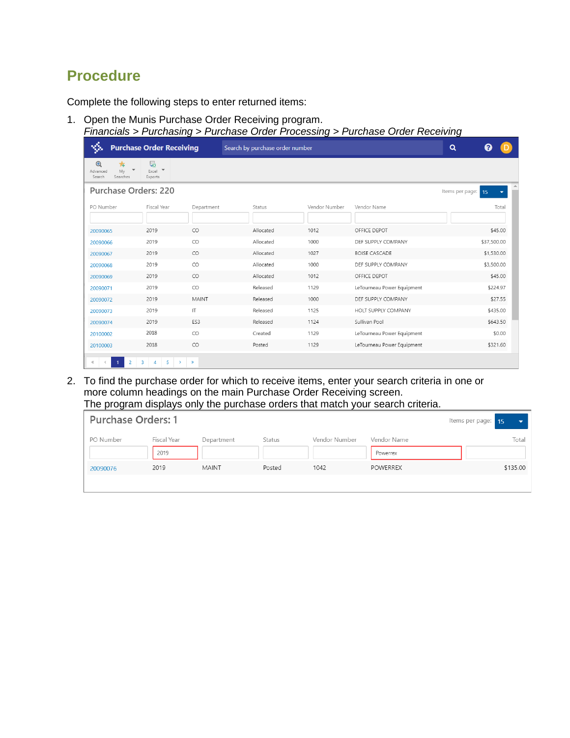## Procedure

Complete the following steps to enter returned items:

1. Open the Munis Purchase Order Receiving program.
   *Financials > Purchasing > Purchase Order Processing > Purchase Order Receiving*

   **Purchase Order Receiving** — Search by purchase order number

   Advanced Search | My Searches | Excel Exports

   **Purchase Orders: 220** — Items per page: 15

| PO Number | Fiscal Year | Department | Status | Vendor Number | Vendor Name | Total |
|---|---|---|---|---|---|---|
| 20090065 | 2019 | CO | Allocated | 1012 | OFFICE DEPOT | $45.00 |
| 20090066 | 2019 | CO | Allocated | 1000 | DEF SUPPLY COMPANY | $37,500.00 |
| 20090067 | 2019 | CO | Allocated | 1027 | BOISE CASCADE | $1,530.00 |
| 20090068 | 2019 | CO | Allocated | 1000 | DEF SUPPLY COMPANY | $3,500.00 |
| 20090069 | 2019 | CO | Allocated | 1012 | OFFICE DEPOT | $45.00 |
| 20090071 | 2019 | CO | Released | 1129 | LeTourneau Power Equipment | $224.97 |
| 20090072 | 2019 | MAINT | Released | 1000 | DEF SUPPLY COMPANY | $27.55 |
| 20090073 | 2019 | IT | Released | 1125 | HOLT SUPPLY COMPANY | $435.00 |
| 20090074 | 2019 | ES3 | Released | 1124 | Sullivan Pool | $643.50 |
| 20100002 | 2018 | CO | Created | 1129 | LeTourneau Power Equipment | $0.00 |
| 20100003 | 2018 | CO | Posted | 1129 | LeTourneau Power Equipment | $321.60 |

2. To find the purchase order for which to receive items, enter your search criteria in one or more column headings on the main Purchase Order Receiving screen.
   The program displays only the purchase orders that match your search criteria.

   **Purchase Orders: 1** — Items per page: 15

| PO Number | Fiscal Year | Department | Status | Vendor Number | Vendor Name | Total |
|---|---|---|---|---|---|---|
| | 2019 | | | | Powerrex | |
| 20090076 | 2019 | MAINT | Posted | 1042 | POWERREX | $135.00 |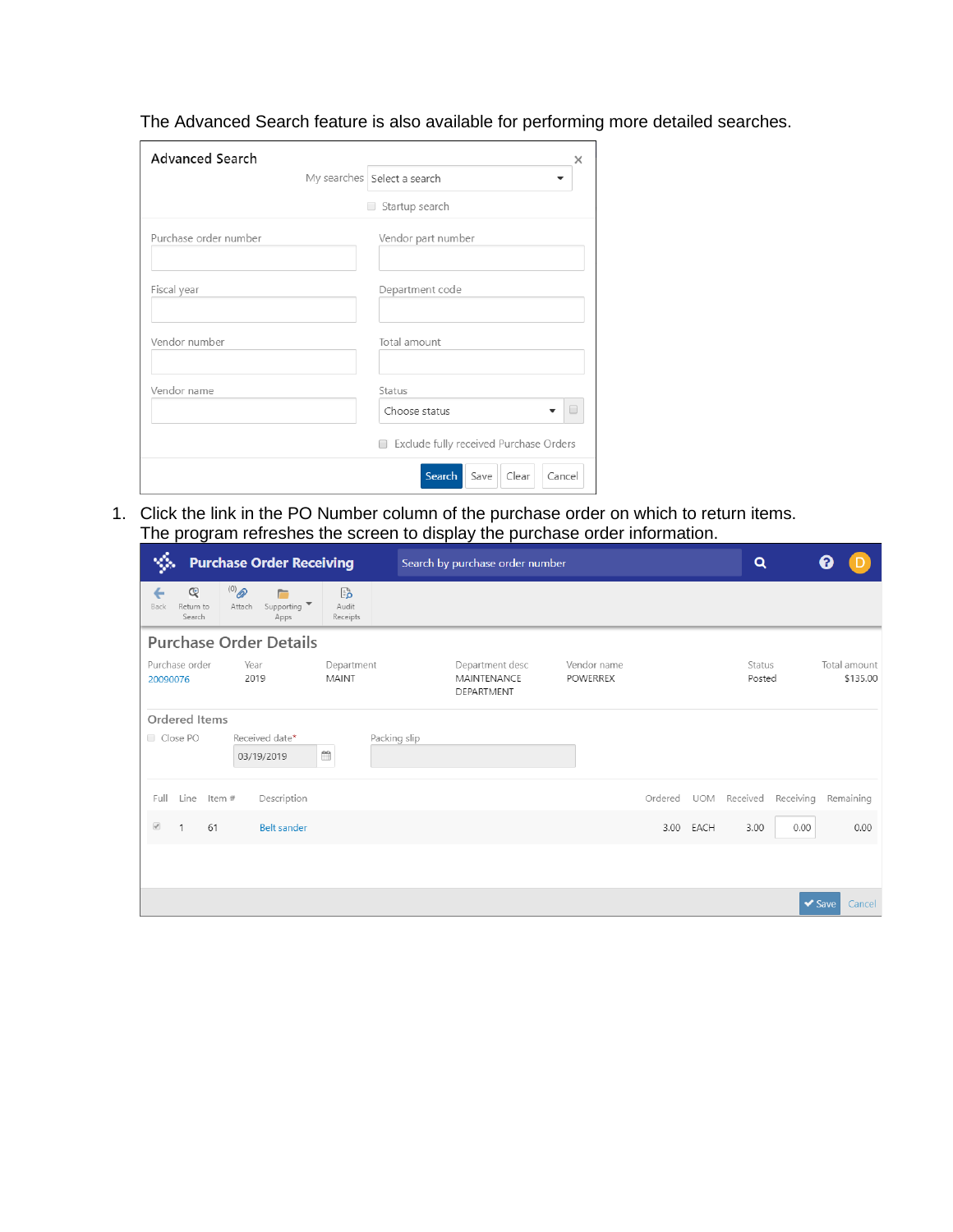The Advanced Search feature is also available for performing more detailed searches.

Advanced Search

My searches: Select a search

Startup search

| Purchase order number | Vendor part number |
| --- | --- |
| Fiscal year | Department code |
| Vendor number | Total amount |
| Vendor name | Status: Choose status |

Exclude fully received Purchase Orders

Search | Save | Clear | Cancel

1. Click the link in the PO Number column of the purchase order on which to return items. The program refreshes the screen to display the purchase order information.

Purchase Order Receiving — Search by purchase order number

Back | Return to Search | (0) Attach | Supporting Apps | Audit Receipts

## Purchase Order Details

| Purchase order | Year | Department | Department desc | Vendor name | Status | Total amount |
| --- | --- | --- | --- | --- | --- | --- |
| 20090076 | 2019 | MAINT | MAINTENANCE DEPARTMENT | POWERREX | Posted | $135.00 |

### Ordered Items

Close PO | Received date*: 03/19/2019 | Packing slip

| Full | Line | Item # | Description | Ordered | UOM | Received | Receiving | Remaining |
| --- | --- | --- | --- | --- | --- | --- | --- | --- |
| ✔ | 1 | 61 | Belt sander | 3.00 | EACH | 3.00 | 0.00 | 0.00 |

Save | Cancel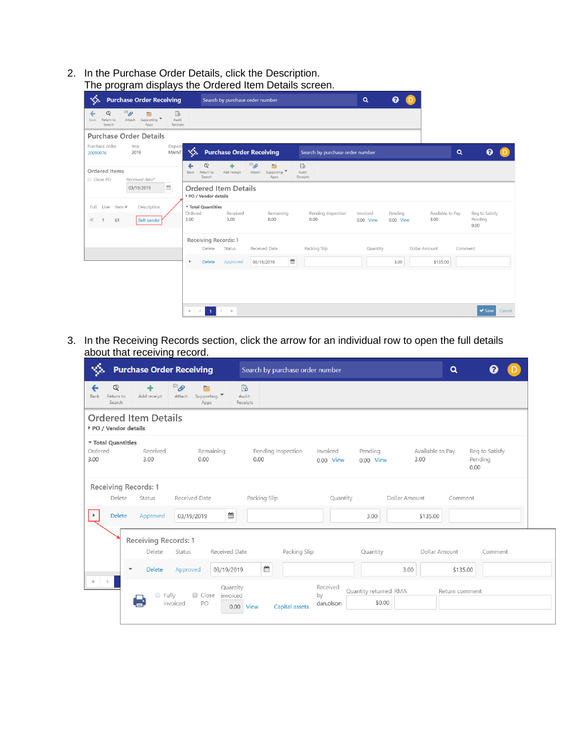2. In the Purchase Order Details, click the Description.
   The program displays the Ordered Item Details screen.

3. In the Receiving Records section, click the arrow for an individual row to open the full details about that receiving record.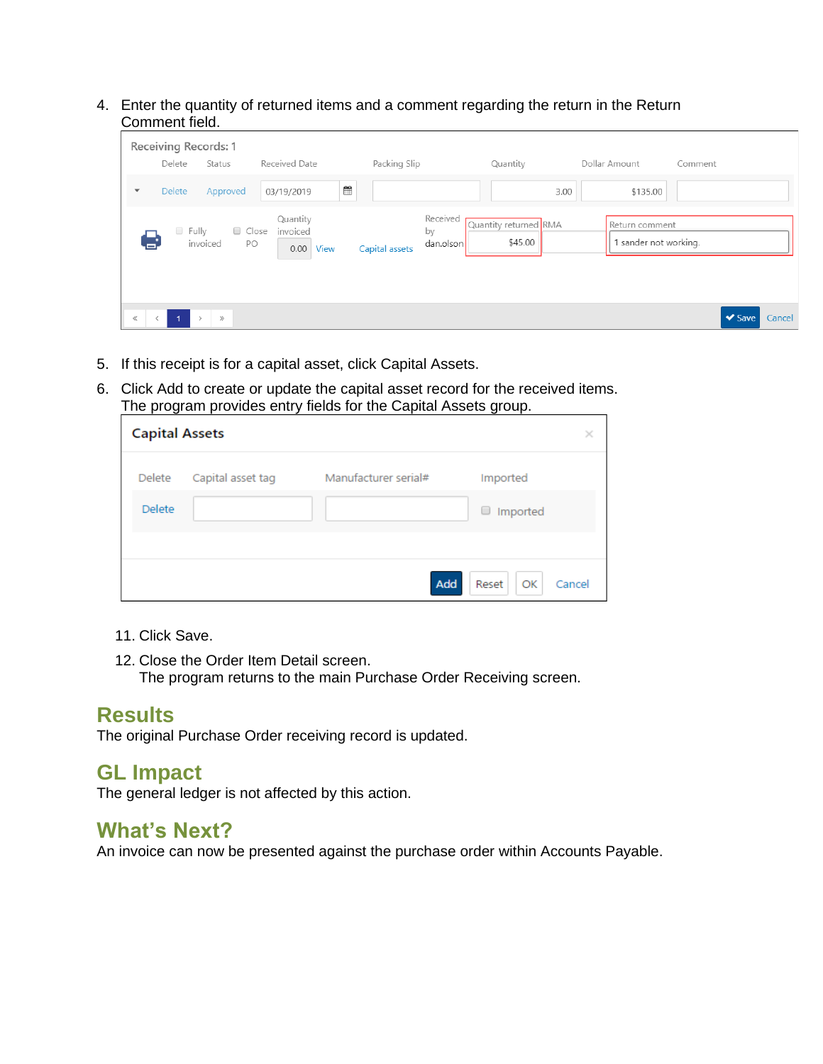4. Enter the quantity of returned items and a comment regarding the return in the Return Comment field.

5. If this receipt is for a capital asset, click Capital Assets.
6. Click Add to create or update the capital asset record for the received items. The program provides entry fields for the Capital Assets group.

11. Click Save.
12. Close the Order Item Detail screen.
    The program returns to the main Purchase Order Receiving screen.

## Results

The original Purchase Order receiving record is updated.

## GL Impact

The general ledger is not affected by this action.

## What's Next?

An invoice can now be presented against the purchase order within Accounts Payable.